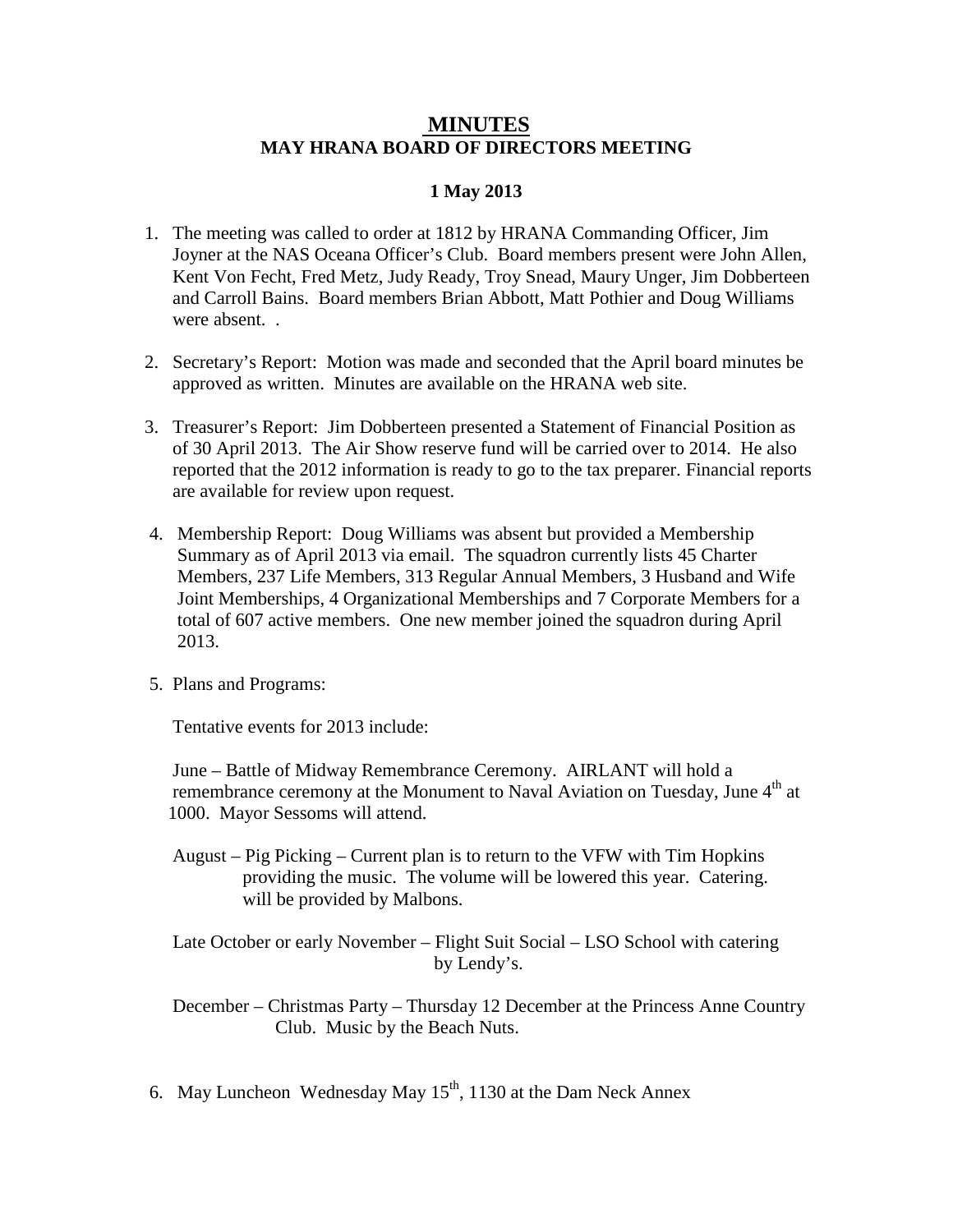# MINUTES
## MAY HRANA BOARD OF DIRECTORS MEETING

**1 May 2013**

1. The meeting was called to order at 1812 by HRANA Commanding Officer, Jim Joyner at the NAS Oceana Officer's Club. Board members present were John Allen, Kent Von Fecht, Fred Metz, Judy Ready, Troy Snead, Maury Unger, Jim Dobberteen and Carroll Bains. Board members Brian Abbott, Matt Pothier and Doug Williams were absent. .

2. Secretary's Report: Motion was made and seconded that the April board minutes be approved as written. Minutes are available on the HRANA web site.

3. Treasurer's Report: Jim Dobberteen presented a Statement of Financial Position as of 30 April 2013. The Air Show reserve fund will be carried over to 2014. He also reported that the 2012 information is ready to go to the tax preparer. Financial reports are available for review upon request.

4. Membership Report: Doug Williams was absent but provided a Membership Summary as of April 2013 via email. The squadron currently lists 45 Charter Members, 237 Life Members, 313 Regular Annual Members, 3 Husband and Wife Joint Memberships, 4 Organizational Memberships and 7 Corporate Members for a total of 607 active members. One new member joined the squadron during April 2013.

5. Plans and Programs:

   Tentative events for 2013 include:

   June – Battle of Midway Remembrance Ceremony. AIRLANT will hold a remembrance ceremony at the Monument to Naval Aviation on Tuesday, June 4th at 1000. Mayor Sessoms will attend.

   August – Pig Picking – Current plan is to return to the VFW with Tim Hopkins providing the music. The volume will be lowered this year. Catering. will be provided by Malbons.

   Late October or early November – Flight Suit Social – LSO School with catering by Lendy's.

   December – Christmas Party – Thursday 12 December at the Princess Anne Country Club. Music by the Beach Nuts.

6. May Luncheon Wednesday May 15th, 1130 at the Dam Neck Annex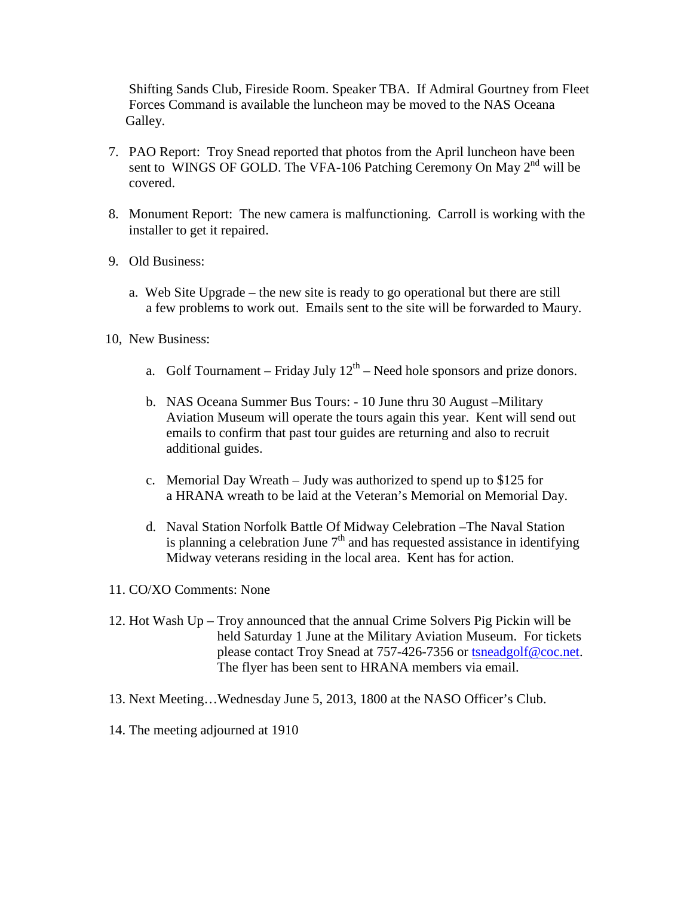Shifting Sands Club, Fireside Room. Speaker TBA. If Admiral Gourtney from Fleet Forces Command is available the luncheon may be moved to the NAS Oceana Galley.

7. PAO Report: Troy Snead reported that photos from the April luncheon have been sent to WINGS OF GOLD. The VFA-106 Patching Ceremony On May 2nd will be covered.

8. Monument Report: The new camera is malfunctioning. Carroll is working with the installer to get it repaired.

9. Old Business:

   a. Web Site Upgrade – the new site is ready to go operational but there are still a few problems to work out. Emails sent to the site will be forwarded to Maury.

10, New Business:

   a. Golf Tournament – Friday July 12th – Need hole sponsors and prize donors.

   b. NAS Oceana Summer Bus Tours: - 10 June thru 30 August –Military Aviation Museum will operate the tours again this year. Kent will send out emails to confirm that past tour guides are returning and also to recruit additional guides.

   c. Memorial Day Wreath – Judy was authorized to spend up to $125 for a HRANA wreath to be laid at the Veteran's Memorial on Memorial Day.

   d. Naval Station Norfolk Battle Of Midway Celebration –The Naval Station is planning a celebration June 7th and has requested assistance in identifying Midway veterans residing in the local area. Kent has for action.

11. CO/XO Comments: None

12. Hot Wash Up – Troy announced that the annual Crime Solvers Pig Pickin will be held Saturday 1 June at the Military Aviation Museum. For tickets please contact Troy Snead at 757-426-7356 or tsneadgolf@coc.net. The flyer has been sent to HRANA members via email.

13. Next Meeting…Wednesday June 5, 2013, 1800 at the NASO Officer's Club.

14. The meeting adjourned at 1910